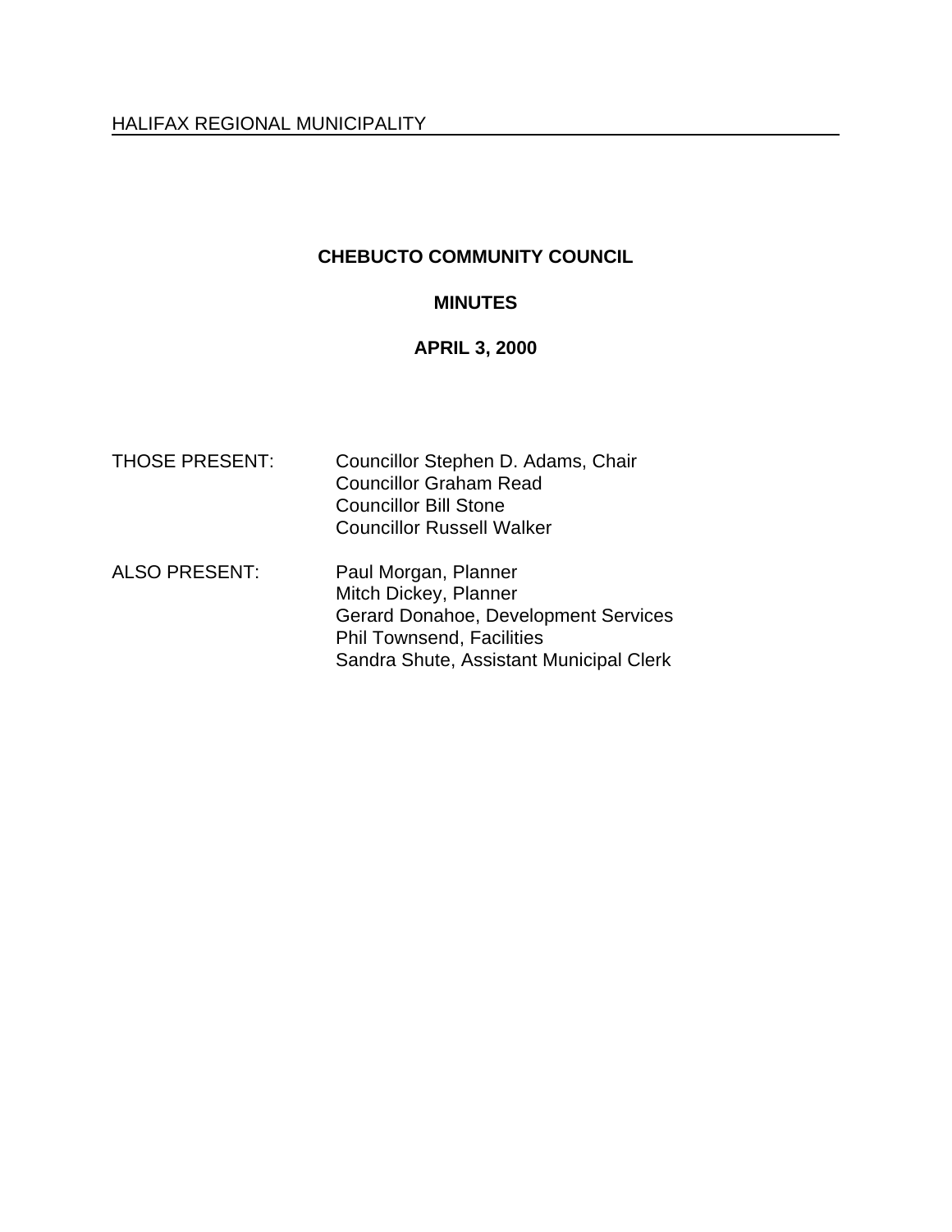HALIFAX REGIONAL MUNICIPALITY

# CHEBUCTO COMMUNITY COUNCIL

## MINUTES

## APRIL 3, 2000

THOSE PRESENT: Councillor Stephen D. Adams, Chair
Councillor Graham Read
Councillor Bill Stone
Councillor Russell Walker

ALSO PRESENT: Paul Morgan, Planner
Mitch Dickey, Planner
Gerard Donahoe, Development Services
Phil Townsend, Facilities
Sandra Shute, Assistant Municipal Clerk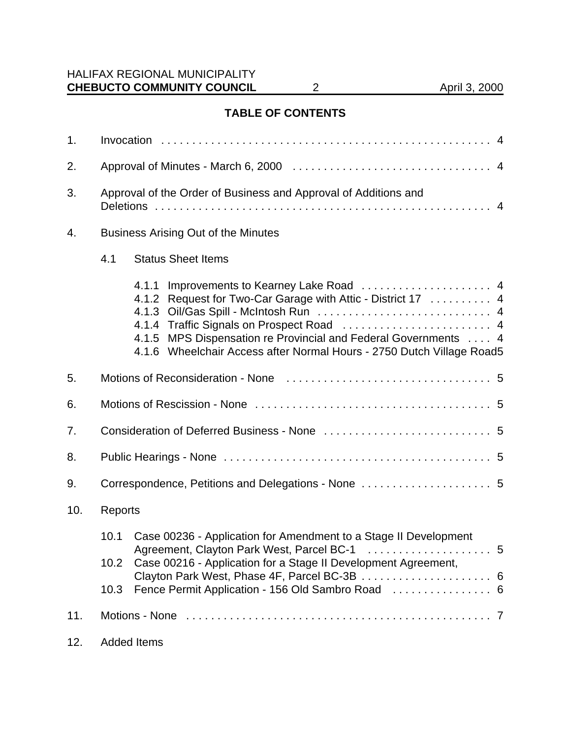## TABLE OF CONTENTS

1. Invocation . . . . . . . . . . 4
2. Approval of Minutes - March 6, 2000 . . . . . . . . . . 4
3. Approval of the Order of Business and Approval of Additions and Deletions . . . . . . . . . . 4
4. Business Arising Out of the Minutes
   - 4.1 Status Sheet Items
     - 4.1.1 Improvements to Kearney Lake Road . . . . . . . . . . 4
     - 4.1.2 Request for Two-Car Garage with Attic - District 17 . . . . . . . . . . 4
     - 4.1.3 Oil/Gas Spill - McIntosh Run . . . . . . . . . . 4
     - 4.1.4 Traffic Signals on Prospect Road . . . . . . . . . . 4
     - 4.1.5 MPS Dispensation re Provincial and Federal Governments . . . . 4
     - 4.1.6 Wheelchair Access after Normal Hours - 2750 Dutch Village Road 5
5. Motions of Reconsideration - None . . . . . . . . . . 5
6. Motions of Rescission - None . . . . . . . . . . 5
7. Consideration of Deferred Business - None . . . . . . . . . . 5
8. Public Hearings - None . . . . . . . . . . 5
9. Correspondence, Petitions and Delegations - None . . . . . . . . . . 5
10. Reports
    - 10.1 Case 00236 - Application for Amendment to a Stage II Development Agreement, Clayton Park West, Parcel BC-1 . . . . . . . . . . 5
    - 10.2 Case 00216 - Application for a Stage II Development Agreement, Clayton Park West, Phase 4F, Parcel BC-3B . . . . . . . . . . 6
    - 10.3 Fence Permit Application - 156 Old Sambro Road . . . . . . . . . . 6
11. Motions - None . . . . . . . . . . 7
12. Added Items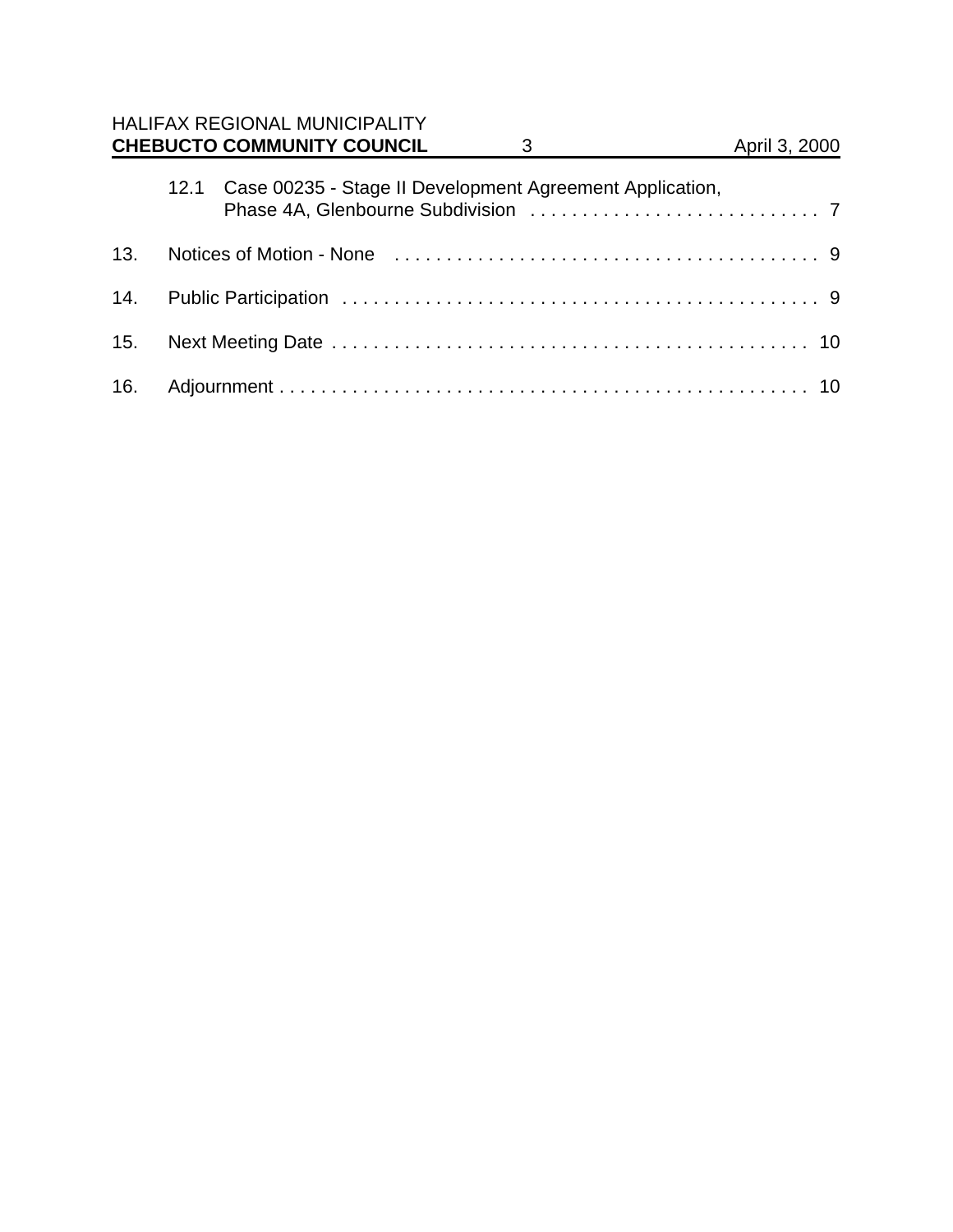12.1 Case 00235 - Stage II Development Agreement Application, Phase 4A, Glenbourne Subdivision . . . . . . . . . . . . . . . . . . . . . . . . . . . . 7

13. Notices of Motion - None . . . . . . . . . . . . . . . . . . . . . . . . . . . . . . . . . . . . . . . . . 9

14. Public Participation . . . . . . . . . . . . . . . . . . . . . . . . . . . . . . . . . . . . . . . . . . . . . . 9

15. Next Meeting Date . . . . . . . . . . . . . . . . . . . . . . . . . . . . . . . . . . . . . . . . . . . . . . 10

16. Adjournment . . . . . . . . . . . . . . . . . . . . . . . . . . . . . . . . . . . . . . . . . . . . . . . . . . . 10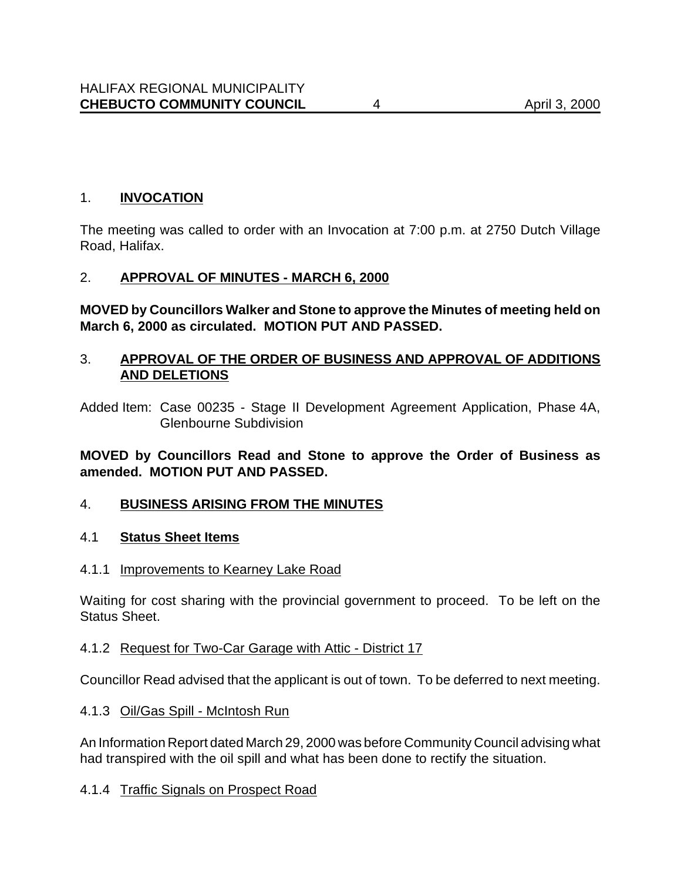## 1. **INVOCATION**

The meeting was called to order with an Invocation at 7:00 p.m. at 2750 Dutch Village Road, Halifax.

## 2. **APPROVAL OF MINUTES - MARCH 6, 2000**

**MOVED by Councillors Walker and Stone to approve the Minutes of meeting held on March 6, 2000 as circulated. MOTION PUT AND PASSED.**

## 3. **APPROVAL OF THE ORDER OF BUSINESS AND APPROVAL OF ADDITIONS AND DELETIONS**

Added Item: Case 00235 - Stage II Development Agreement Application, Phase 4A, Glenbourne Subdivision

**MOVED by Councillors Read and Stone to approve the Order of Business as amended. MOTION PUT AND PASSED.**

## 4. **BUSINESS ARISING FROM THE MINUTES**

### 4.1 **Status Sheet Items**

#### 4.1.1 Improvements to Kearney Lake Road

Waiting for cost sharing with the provincial government to proceed. To be left on the Status Sheet.

#### 4.1.2 Request for Two-Car Garage with Attic - District 17

Councillor Read advised that the applicant is out of town. To be deferred to next meeting.

#### 4.1.3 Oil/Gas Spill - McIntosh Run

An Information Report dated March 29, 2000 was before Community Council advising what had transpired with the oil spill and what has been done to rectify the situation.

#### 4.1.4 Traffic Signals on Prospect Road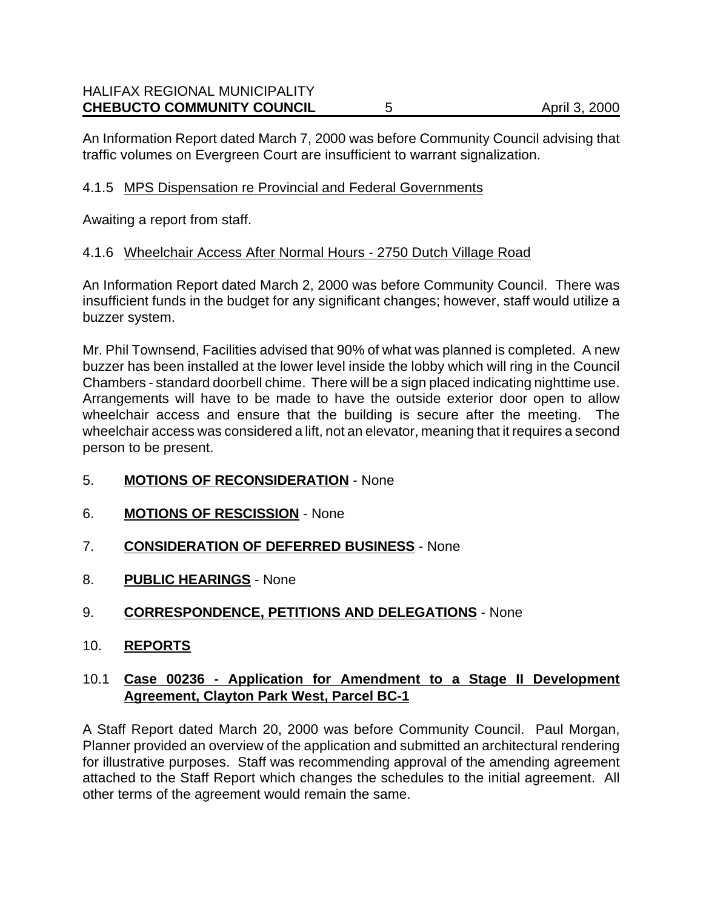An Information Report dated March 7, 2000 was before Community Council advising that traffic volumes on Evergreen Court are insufficient to warrant signalization.

4.1.5 MPS Dispensation re Provincial and Federal Governments

Awaiting a report from staff.

4.1.6 Wheelchair Access After Normal Hours - 2750 Dutch Village Road

An Information Report dated March 2, 2000 was before Community Council. There was insufficient funds in the budget for any significant changes; however, staff would utilize a buzzer system.

Mr. Phil Townsend, Facilities advised that 90% of what was planned is completed. A new buzzer has been installed at the lower level inside the lobby which will ring in the Council Chambers - standard doorbell chime. There will be a sign placed indicating nighttime use. Arrangements will have to be made to have the outside exterior door open to allow wheelchair access and ensure that the building is secure after the meeting. The wheelchair access was considered a lift, not an elevator, meaning that it requires a second person to be present.

5. **MOTIONS OF RECONSIDERATION** - None

6. **MOTIONS OF RESCISSION** - None

7. **CONSIDERATION OF DEFERRED BUSINESS** - None

8. **PUBLIC HEARINGS** - None

9. **CORRESPONDENCE, PETITIONS AND DELEGATIONS** - None

10. **REPORTS**

10.1 **Case 00236 - Application for Amendment to a Stage II Development Agreement, Clayton Park West, Parcel BC-1**

A Staff Report dated March 20, 2000 was before Community Council. Paul Morgan, Planner provided an overview of the application and submitted an architectural rendering for illustrative purposes. Staff was recommending approval of the amending agreement attached to the Staff Report which changes the schedules to the initial agreement. All other terms of the agreement would remain the same.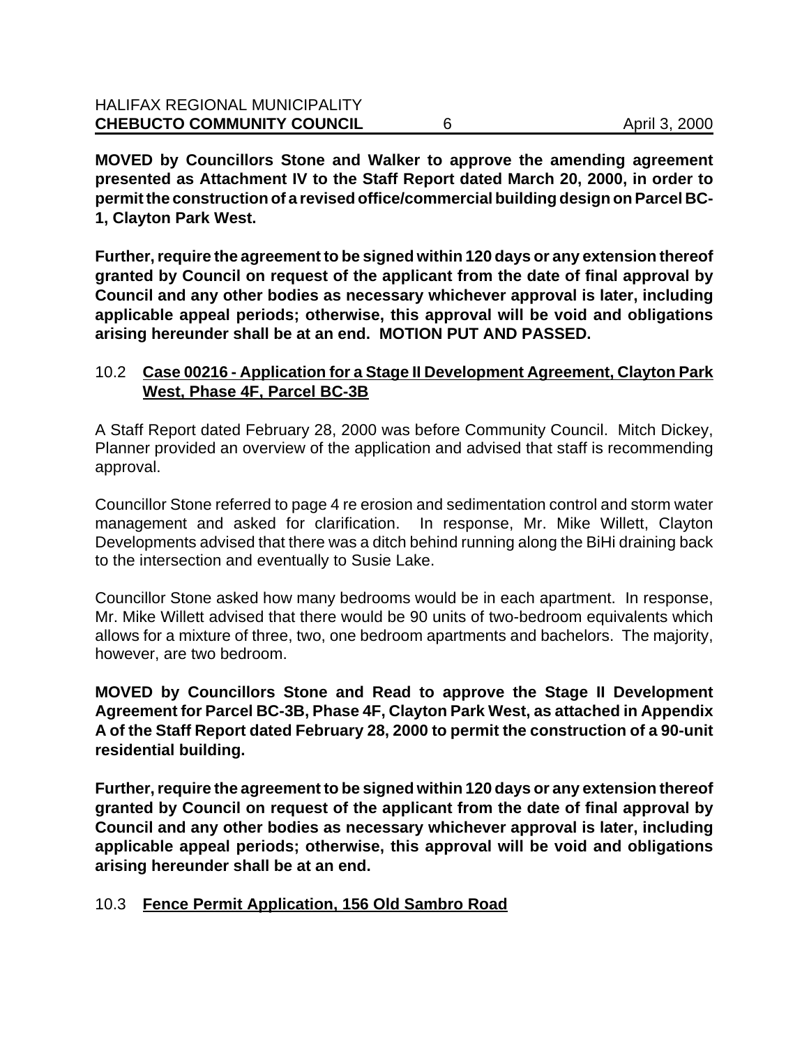**MOVED by Councillors Stone and Walker to approve the amending agreement presented as Attachment IV to the Staff Report dated March 20, 2000, in order to permit the construction of a revised office/commercial building design on Parcel BC-1, Clayton Park West.**

**Further, require the agreement to be signed within 120 days or any extension thereof granted by Council on request of the applicant from the date of final approval by Council and any other bodies as necessary whichever approval is later, including applicable appeal periods; otherwise, this approval will be void and obligations arising hereunder shall be at an end. MOTION PUT AND PASSED.**

### 10.2 <u>Case 00216 - Application for a Stage II Development Agreement, Clayton Park West, Phase 4F, Parcel BC-3B</u>

A Staff Report dated February 28, 2000 was before Community Council. Mitch Dickey, Planner provided an overview of the application and advised that staff is recommending approval.

Councillor Stone referred to page 4 re erosion and sedimentation control and storm water management and asked for clarification. In response, Mr. Mike Willett, Clayton Developments advised that there was a ditch behind running along the BiHi draining back to the intersection and eventually to Susie Lake.

Councillor Stone asked how many bedrooms would be in each apartment. In response, Mr. Mike Willett advised that there would be 90 units of two-bedroom equivalents which allows for a mixture of three, two, one bedroom apartments and bachelors. The majority, however, are two bedroom.

**MOVED by Councillors Stone and Read to approve the Stage II Development Agreement for Parcel BC-3B, Phase 4F, Clayton Park West, as attached in Appendix A of the Staff Report dated February 28, 2000 to permit the construction of a 90-unit residential building.**

**Further, require the agreement to be signed within 120 days or any extension thereof granted by Council on request of the applicant from the date of final approval by Council and any other bodies as necessary whichever approval is later, including applicable appeal periods; otherwise, this approval will be void and obligations arising hereunder shall be at an end.**

### 10.3 <u>Fence Permit Application, 156 Old Sambro Road</u>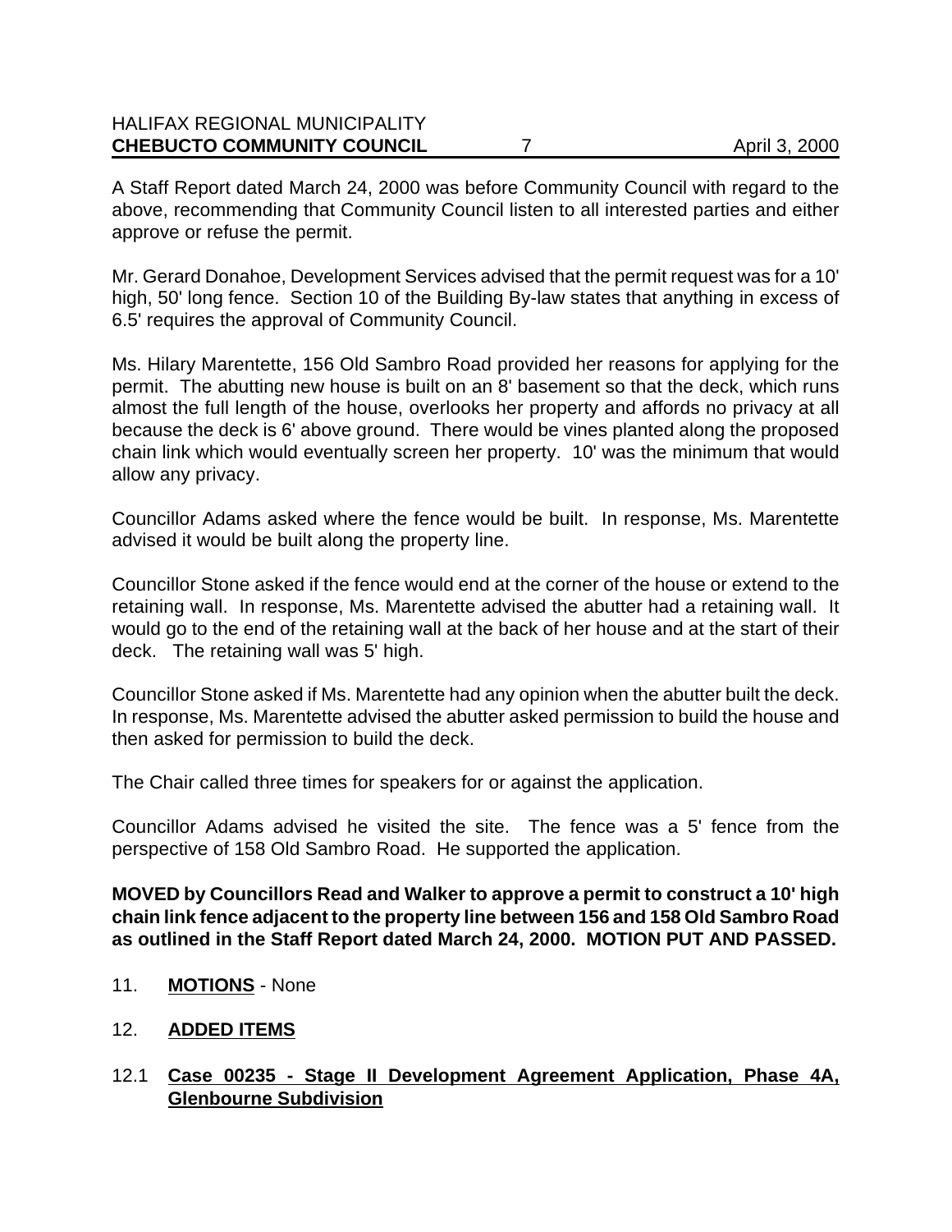A Staff Report dated March 24, 2000 was before Community Council with regard to the above, recommending that Community Council listen to all interested parties and either approve or refuse the permit.

Mr. Gerard Donahoe, Development Services advised that the permit request was for a 10' high, 50' long fence. Section 10 of the Building By-law states that anything in excess of 6.5' requires the approval of Community Council.

Ms. Hilary Marentette, 156 Old Sambro Road provided her reasons for applying for the permit. The abutting new house is built on an 8' basement so that the deck, which runs almost the full length of the house, overlooks her property and affords no privacy at all because the deck is 6' above ground. There would be vines planted along the proposed chain link which would eventually screen her property. 10' was the minimum that would allow any privacy.

Councillor Adams asked where the fence would be built. In response, Ms. Marentette advised it would be built along the property line.

Councillor Stone asked if the fence would end at the corner of the house or extend to the retaining wall. In response, Ms. Marentette advised the abutter had a retaining wall. It would go to the end of the retaining wall at the back of her house and at the start of their deck. The retaining wall was 5' high.

Councillor Stone asked if Ms. Marentette had any opinion when the abutter built the deck. In response, Ms. Marentette advised the abutter asked permission to build the house and then asked for permission to build the deck.

The Chair called three times for speakers for or against the application.

Councillor Adams advised he visited the site. The fence was a 5' fence from the perspective of 158 Old Sambro Road. He supported the application.

**MOVED by Councillors Read and Walker to approve a permit to construct a 10' high chain link fence adjacent to the property line between 156 and 158 Old Sambro Road as outlined in the Staff Report dated March 24, 2000. MOTION PUT AND PASSED.**

11. **MOTIONS** - None

12. **ADDED ITEMS**

12.1 **Case 00235 - Stage II Development Agreement Application, Phase 4A, Glenbourne Subdivision**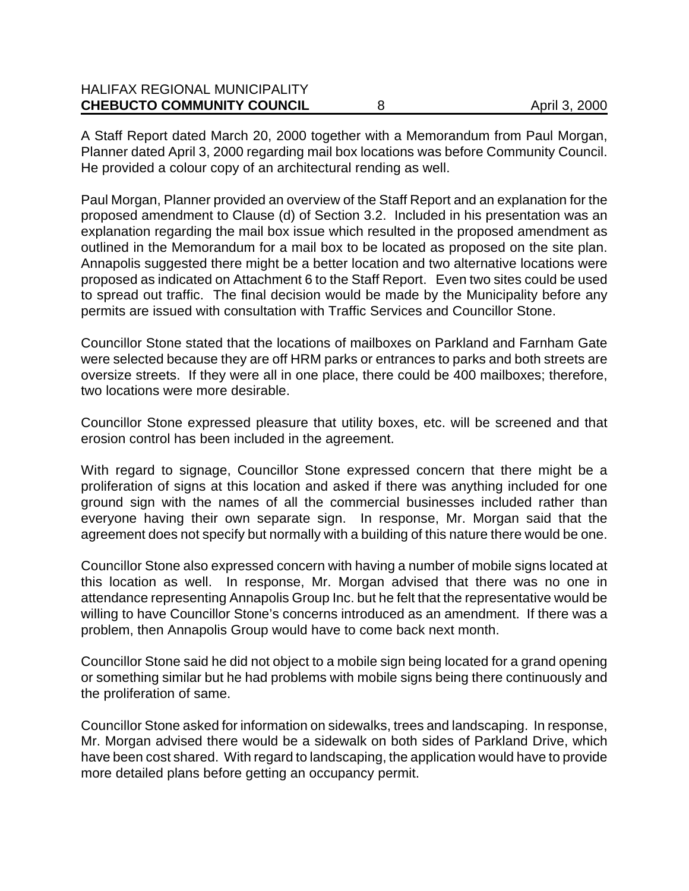A Staff Report dated March 20, 2000 together with a Memorandum from Paul Morgan, Planner dated April 3, 2000 regarding mail box locations was before Community Council. He provided a colour copy of an architectural rending as well.

Paul Morgan, Planner provided an overview of the Staff Report and an explanation for the proposed amendment to Clause (d) of Section 3.2. Included in his presentation was an explanation regarding the mail box issue which resulted in the proposed amendment as outlined in the Memorandum for a mail box to be located as proposed on the site plan. Annapolis suggested there might be a better location and two alternative locations were proposed as indicated on Attachment 6 to the Staff Report. Even two sites could be used to spread out traffic. The final decision would be made by the Municipality before any permits are issued with consultation with Traffic Services and Councillor Stone.

Councillor Stone stated that the locations of mailboxes on Parkland and Farnham Gate were selected because they are off HRM parks or entrances to parks and both streets are oversize streets. If they were all in one place, there could be 400 mailboxes; therefore, two locations were more desirable.

Councillor Stone expressed pleasure that utility boxes, etc. will be screened and that erosion control has been included in the agreement.

With regard to signage, Councillor Stone expressed concern that there might be a proliferation of signs at this location and asked if there was anything included for one ground sign with the names of all the commercial businesses included rather than everyone having their own separate sign. In response, Mr. Morgan said that the agreement does not specify but normally with a building of this nature there would be one.

Councillor Stone also expressed concern with having a number of mobile signs located at this location as well. In response, Mr. Morgan advised that there was no one in attendance representing Annapolis Group Inc. but he felt that the representative would be willing to have Councillor Stone's concerns introduced as an amendment. If there was a problem, then Annapolis Group would have to come back next month.

Councillor Stone said he did not object to a mobile sign being located for a grand opening or something similar but he had problems with mobile signs being there continuously and the proliferation of same.

Councillor Stone asked for information on sidewalks, trees and landscaping. In response, Mr. Morgan advised there would be a sidewalk on both sides of Parkland Drive, which have been cost shared. With regard to landscaping, the application would have to provide more detailed plans before getting an occupancy permit.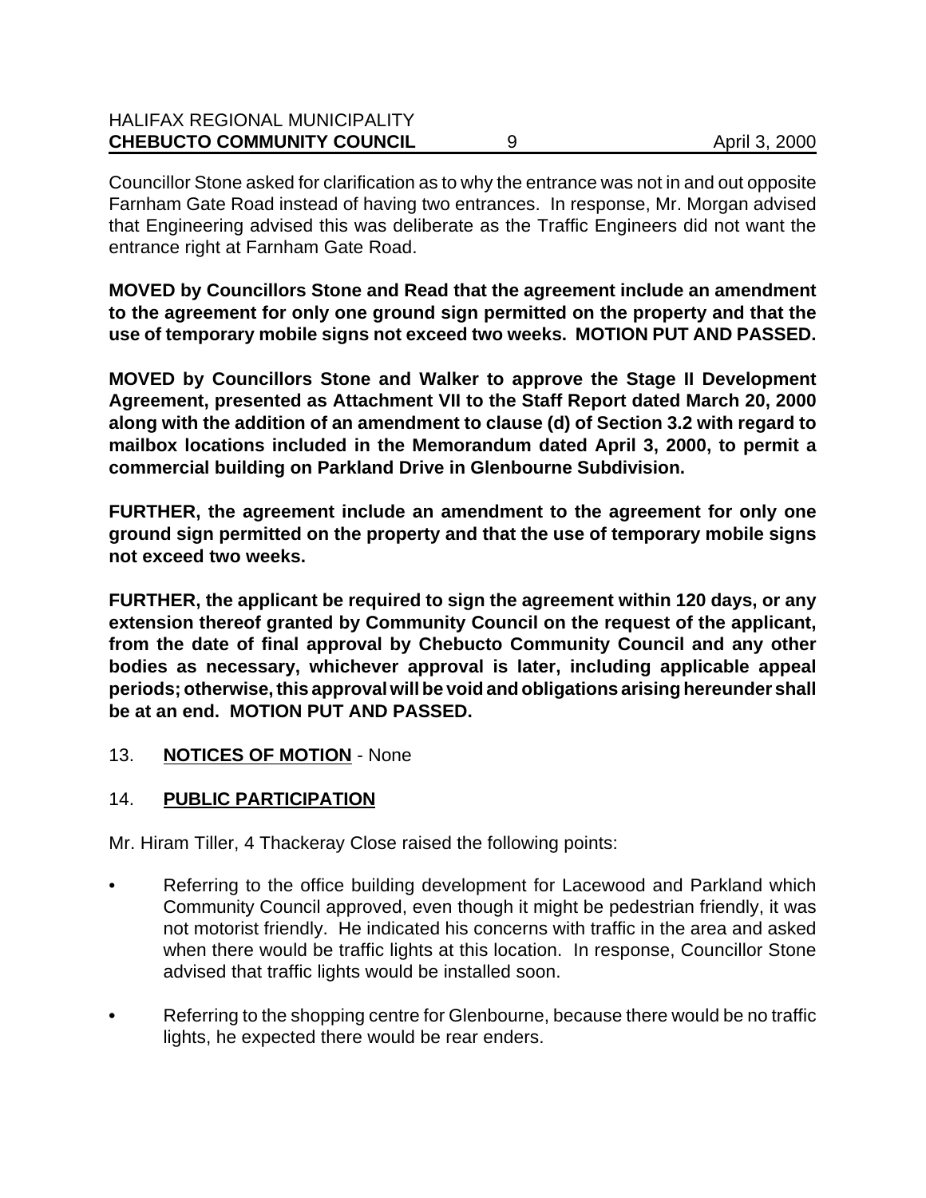Councillor Stone asked for clarification as to why the entrance was not in and out opposite Farnham Gate Road instead of having two entrances. In response, Mr. Morgan advised that Engineering advised this was deliberate as the Traffic Engineers did not want the entrance right at Farnham Gate Road.

**MOVED by Councillors Stone and Read that the agreement include an amendment to the agreement for only one ground sign permitted on the property and that the use of temporary mobile signs not exceed two weeks. MOTION PUT AND PASSED.**

**MOVED by Councillors Stone and Walker to approve the Stage II Development Agreement, presented as Attachment VII to the Staff Report dated March 20, 2000 along with the addition of an amendment to clause (d) of Section 3.2 with regard to mailbox locations included in the Memorandum dated April 3, 2000, to permit a commercial building on Parkland Drive in Glenbourne Subdivision.**

**FURTHER, the agreement include an amendment to the agreement for only one ground sign permitted on the property and that the use of temporary mobile signs not exceed two weeks.**

**FURTHER, the applicant be required to sign the agreement within 120 days, or any extension thereof granted by Community Council on the request of the applicant, from the date of final approval by Chebucto Community Council and any other bodies as necessary, whichever approval is later, including applicable appeal periods; otherwise, this approval will be void and obligations arising hereunder shall be at an end. MOTION PUT AND PASSED.**

13. **NOTICES OF MOTION** - None

14. **PUBLIC PARTICIPATION**

Mr. Hiram Tiller, 4 Thackeray Close raised the following points:

- Referring to the office building development for Lacewood and Parkland which Community Council approved, even though it might be pedestrian friendly, it was not motorist friendly. He indicated his concerns with traffic in the area and asked when there would be traffic lights at this location. In response, Councillor Stone advised that traffic lights would be installed soon.

- Referring to the shopping centre for Glenbourne, because there would be no traffic lights, he expected there would be rear enders.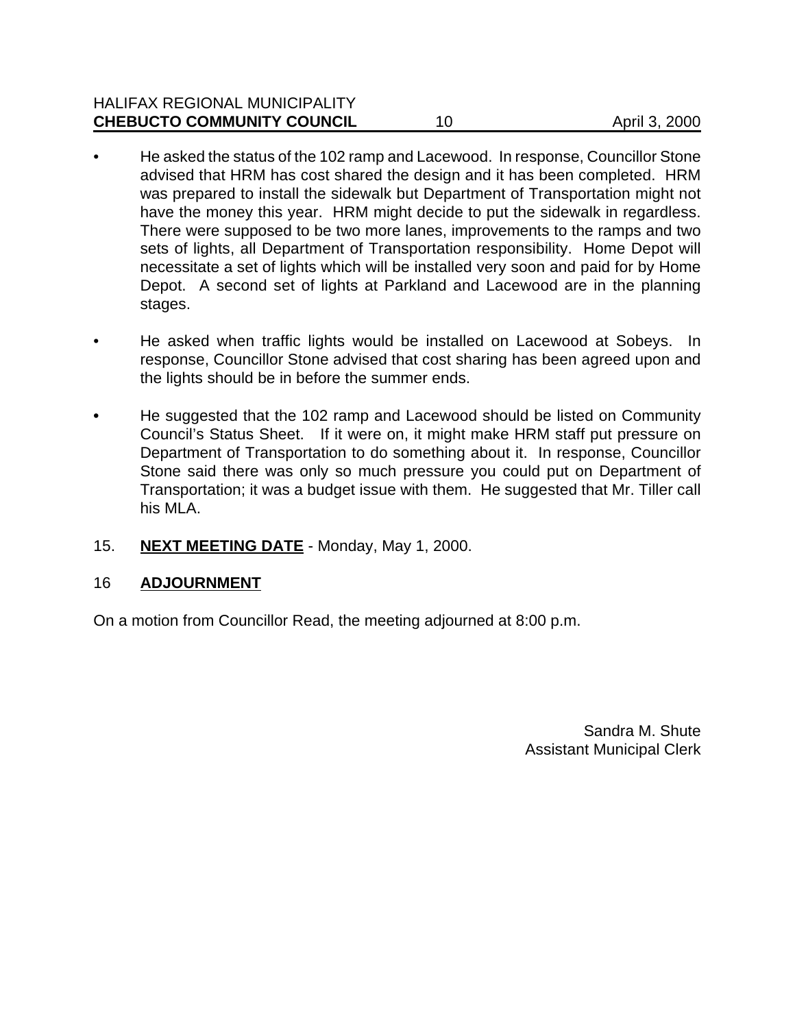- He asked the status of the 102 ramp and Lacewood. In response, Councillor Stone advised that HRM has cost shared the design and it has been completed. HRM was prepared to install the sidewalk but Department of Transportation might not have the money this year. HRM might decide to put the sidewalk in regardless. There were supposed to be two more lanes, improvements to the ramps and two sets of lights, all Department of Transportation responsibility. Home Depot will necessitate a set of lights which will be installed very soon and paid for by Home Depot. A second set of lights at Parkland and Lacewood are in the planning stages.

- He asked when traffic lights would be installed on Lacewood at Sobeys. In response, Councillor Stone advised that cost sharing has been agreed upon and the lights should be in before the summer ends.

- He suggested that the 102 ramp and Lacewood should be listed on Community Council's Status Sheet. If it were on, it might make HRM staff put pressure on Department of Transportation to do something about it. In response, Councillor Stone said there was only so much pressure you could put on Department of Transportation; it was a budget issue with them. He suggested that Mr. Tiller call his MLA.

15. **NEXT MEETING DATE** - Monday, May 1, 2000.

16 **ADJOURNMENT**

On a motion from Councillor Read, the meeting adjourned at 8:00 p.m.

Sandra M. Shute
Assistant Municipal Clerk